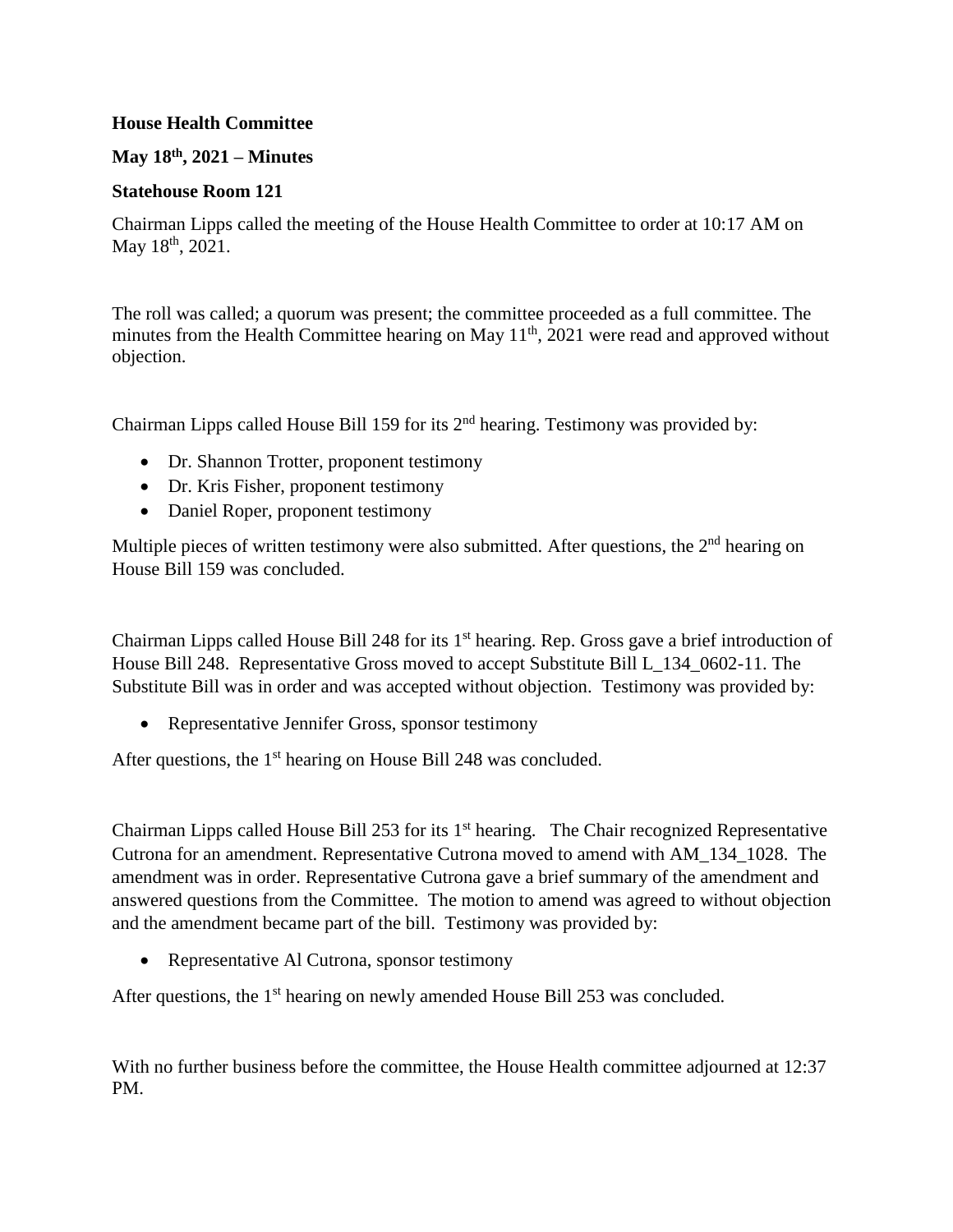**House Health Committee**

**May 18th, 2021 – Minutes**

**Statehouse Room 121**

Chairman Lipps called the meeting of the House Health Committee to order at 10:17 AM on May 18th, 2021.

The roll was called; a quorum was present; the committee proceeded as a full committee. The minutes from the Health Committee hearing on May 11th, 2021 were read and approved without objection.

Chairman Lipps called House Bill 159 for its 2nd hearing. Testimony was provided by:

- Dr. Shannon Trotter, proponent testimony
- Dr. Kris Fisher, proponent testimony
- Daniel Roper, proponent testimony

Multiple pieces of written testimony were also submitted. After questions, the 2nd hearing on House Bill 159 was concluded.

Chairman Lipps called House Bill 248 for its 1st hearing. Rep. Gross gave a brief introduction of House Bill 248. Representative Gross moved to accept Substitute Bill L_134_0602-11. The Substitute Bill was in order and was accepted without objection. Testimony was provided by:

- Representative Jennifer Gross, sponsor testimony

After questions, the 1st hearing on House Bill 248 was concluded.

Chairman Lipps called House Bill 253 for its 1st hearing. The Chair recognized Representative Cutrona for an amendment. Representative Cutrona moved to amend with AM_134_1028. The amendment was in order. Representative Cutrona gave a brief summary of the amendment and answered questions from the Committee. The motion to amend was agreed to without objection and the amendment became part of the bill. Testimony was provided by:

- Representative Al Cutrona, sponsor testimony

After questions, the 1st hearing on newly amended House Bill 253 was concluded.

With no further business before the committee, the House Health committee adjourned at 12:37 PM.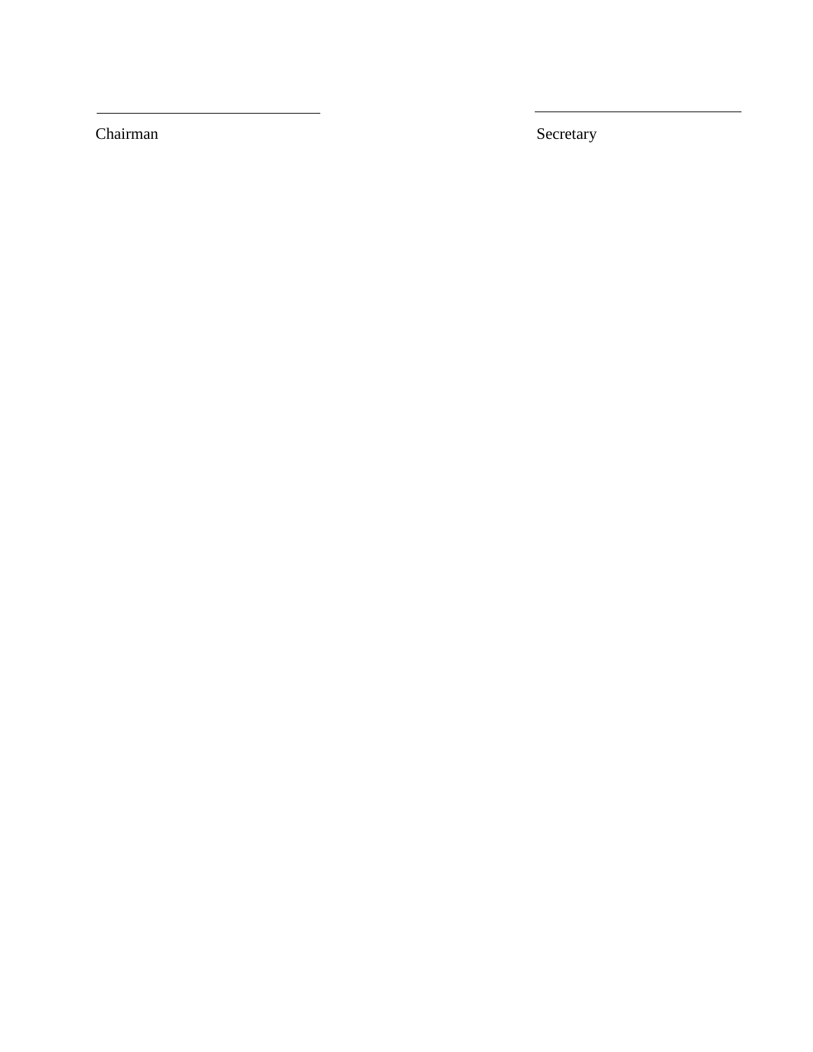\_\_\_\_\_\_\_\_\_\_\_\_\_\_\_\_\_\_\_\_\_\_\_\_\_\_\_\_\_\_ \_\_\_\_\_\_\_\_\_\_\_\_\_\_\_\_\_\_\_\_\_\_\_\_\_\_\_\_\_\_

Chairman Secretary